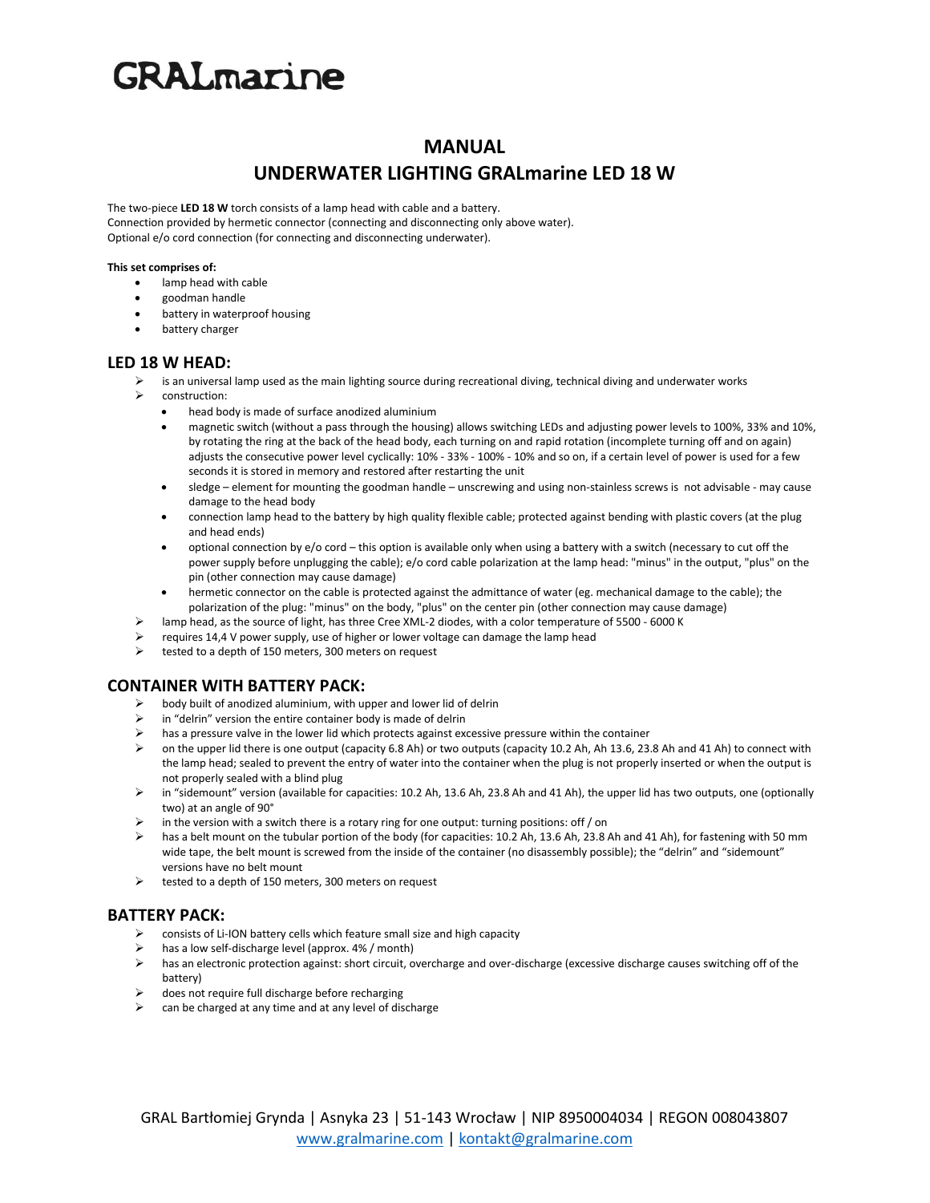# GRALmarine

## MANUAL

## UNDERWATER LIGHTING GRALmarine LED 18 W

The two-piece **LED 18 W** torch consists of a lamp head with cable and a battery.
Connection provided by hermetic connector (connecting and disconnecting only above water).
Optional e/o cord connection (for connecting and disconnecting underwater).

**This set comprises of:**

- lamp head with cable
- goodman handle
- battery in waterproof housing
- battery charger

### LED 18 W HEAD:

- is an universal lamp used as the main lighting source during recreational diving, technical diving and underwater works
- construction:
  - head body is made of surface anodized aluminium
  - magnetic switch (without a pass through the housing) allows switching LEDs and adjusting power levels to 100%, 33% and 10%, by rotating the ring at the back of the head body, each turning on and rapid rotation (incomplete turning off and on again) adjusts the consecutive power level cyclically: 10% - 33% - 100% - 10% and so on, if a certain level of power is used for a few seconds it is stored in memory and restored after restarting the unit
  - sledge – element for mounting the goodman handle – unscrewing and using non-stainless screws is not advisable - may cause damage to the head body
  - connection lamp head to the battery by high quality flexible cable; protected against bending with plastic covers (at the plug and head ends)
  - optional connection by e/o cord – this option is available only when using a battery with a switch (necessary to cut off the power supply before unplugging the cable); e/o cord cable polarization at the lamp head: "minus" in the output, "plus" on the pin (other connection may cause damage)
  - hermetic connector on the cable is protected against the admittance of water (eg. mechanical damage to the cable); the polarization of the plug: "minus" on the body, "plus" on the center pin (other connection may cause damage)
- lamp head, as the source of light, has three Cree XML-2 diodes, with a color temperature of 5500 - 6000 K
- requires 14,4 V power supply, use of higher or lower voltage can damage the lamp head
- tested to a depth of 150 meters, 300 meters on request

### CONTAINER WITH BATTERY PACK:

- body built of anodized aluminium, with upper and lower lid of delrin
- in "delrin" version the entire container body is made of delrin
- has a pressure valve in the lower lid which protects against excessive pressure within the container
- on the upper lid there is one output (capacity 6.8 Ah) or two outputs (capacity 10.2 Ah, Ah 13.6, 23.8 Ah and 41 Ah) to connect with the lamp head; sealed to prevent the entry of water into the container when the plug is not properly inserted or when the output is not properly sealed with a blind plug
- in "sidemount" version (available for capacities: 10.2 Ah, 13.6 Ah, 23.8 Ah and 41 Ah), the upper lid has two outputs, one (optionally two) at an angle of 90°
- in the version with a switch there is a rotary ring for one output: turning positions: off / on
- has a belt mount on the tubular portion of the body (for capacities: 10.2 Ah, 13.6 Ah, 23.8 Ah and 41 Ah), for fastening with 50 mm wide tape, the belt mount is screwed from the inside of the container (no disassembly possible); the "delrin" and "sidemount" versions have no belt mount
- tested to a depth of 150 meters, 300 meters on request

### BATTERY PACK:

- consists of Li-ION battery cells which feature small size and high capacity
- has a low self-discharge level (approx. 4% / month)
- has an electronic protection against: short circuit, overcharge and over-discharge (excessive discharge causes switching off of the battery)
- does not require full discharge before recharging
- can be charged at any time and at any level of discharge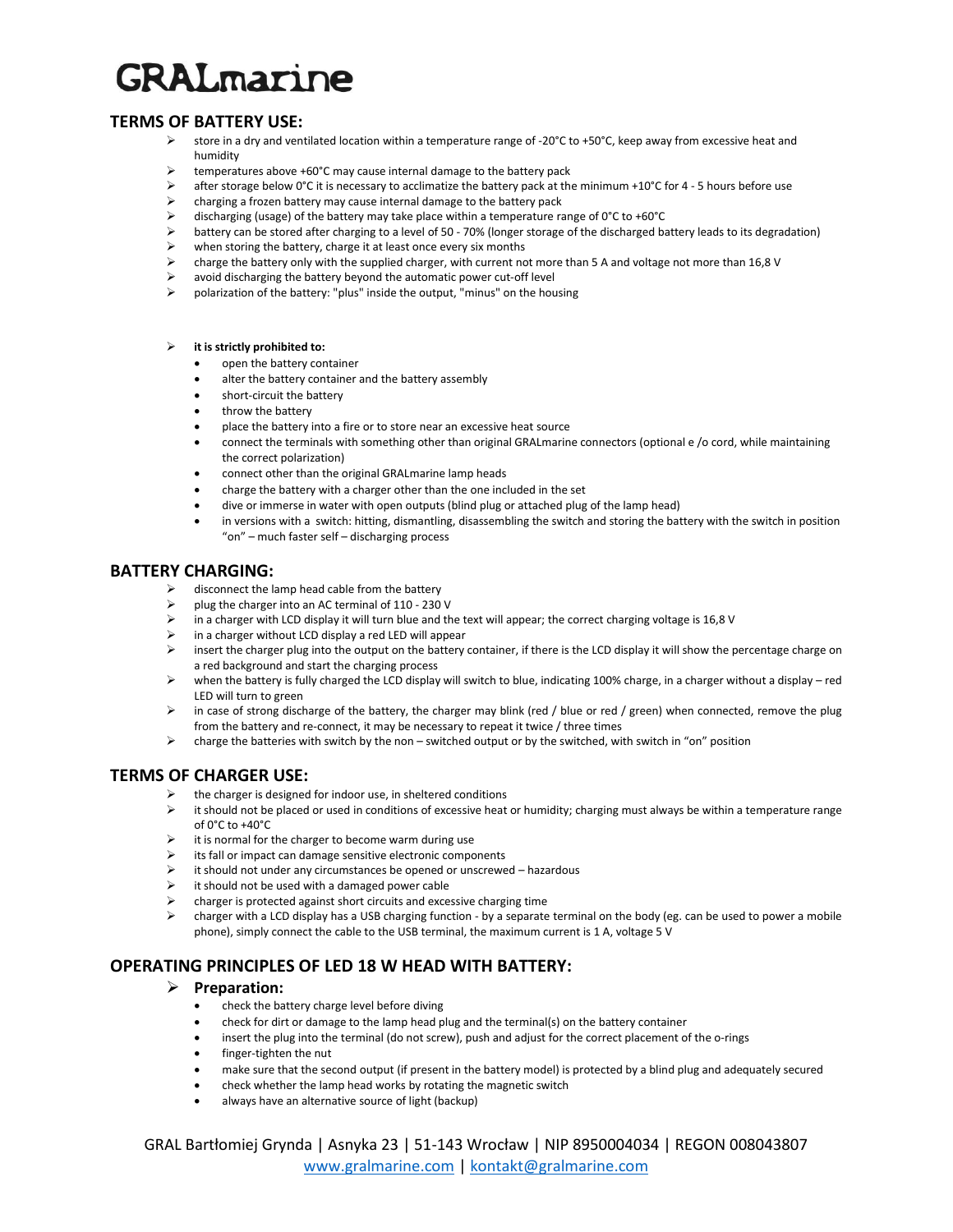# GRALmarine

## TERMS OF BATTERY USE:

- store in a dry and ventilated location within a temperature range of -20°C to +50°C, keep away from excessive heat and humidity
- temperatures above +60°C may cause internal damage to the battery pack
- after storage below 0°C it is necessary to acclimatize the battery pack at the minimum +10°C for 4 - 5 hours before use
- charging a frozen battery may cause internal damage to the battery pack
- discharging (usage) of the battery may take place within a temperature range of 0°C to +60°C
- battery can be stored after charging to a level of 50 - 70% (longer storage of the discharged battery leads to its degradation)
- when storing the battery, charge it at least once every six months
- charge the battery only with the supplied charger, with current not more than 5 A and voltage not more than 16,8 V
- avoid discharging the battery beyond the automatic power cut-off level
- polarization of the battery: "plus" inside the output, "minus" on the housing

- **it is strictly prohibited to:**
  - open the battery container
  - alter the battery container and the battery assembly
  - short-circuit the battery
  - throw the battery
  - place the battery into a fire or to store near an excessive heat source
  - connect the terminals with something other than original GRALmarine connectors (optional e /o cord, while maintaining the correct polarization)
  - connect other than the original GRALmarine lamp heads
  - charge the battery with a charger other than the one included in the set
  - dive or immerse in water with open outputs (blind plug or attached plug of the lamp head)
  - in versions with a switch: hitting, dismantling, disassembling the switch and storing the battery with the switch in position "on" – much faster self – discharging process

## BATTERY CHARGING:

- disconnect the lamp head cable from the battery
- plug the charger into an AC terminal of 110 - 230 V
- in a charger with LCD display it will turn blue and the text will appear; the correct charging voltage is 16,8 V
- in a charger without LCD display a red LED will appear
- insert the charger plug into the output on the battery container, if there is the LCD display it will show the percentage charge on a red background and start the charging process
- when the battery is fully charged the LCD display will switch to blue, indicating 100% charge, in a charger without a display – red LED will turn to green
- in case of strong discharge of the battery, the charger may blink (red / blue or red / green) when connected, remove the plug from the battery and re-connect, it may be necessary to repeat it twice / three times
- charge the batteries with switch by the non – switched output or by the switched, with switch in "on" position

## TERMS OF CHARGER USE:

- the charger is designed for indoor use, in sheltered conditions
- it should not be placed or used in conditions of excessive heat or humidity; charging must always be within a temperature range of 0°C to +40°C
- it is normal for the charger to become warm during use
- its fall or impact can damage sensitive electronic components
- it should not under any circumstances be opened or unscrewed – hazardous
- it should not be used with a damaged power cable
- charger is protected against short circuits and excessive charging time
- charger with a LCD display has a USB charging function - by a separate terminal on the body (eg. can be used to power a mobile phone), simply connect the cable to the USB terminal, the maximum current is 1 A, voltage 5 V

## OPERATING PRINCIPLES OF LED 18 W HEAD WITH BATTERY:

- **Preparation:**
  - check the battery charge level before diving
  - check for dirt or damage to the lamp head plug and the terminal(s) on the battery container
  - insert the plug into the terminal (do not screw), push and adjust for the correct placement of the o-rings
  - finger-tighten the nut
  - make sure that the second output (if present in the battery model) is protected by a blind plug and adequately secured
  - check whether the lamp head works by rotating the magnetic switch
  - always have an alternative source of light (backup)

GRAL Bartłomiej Grynda | Asynka 23 | 51-143 Wrocław | NIP 8950004034 | REGON 008043807
www.gralmarine.com | kontakt@gralmarine.com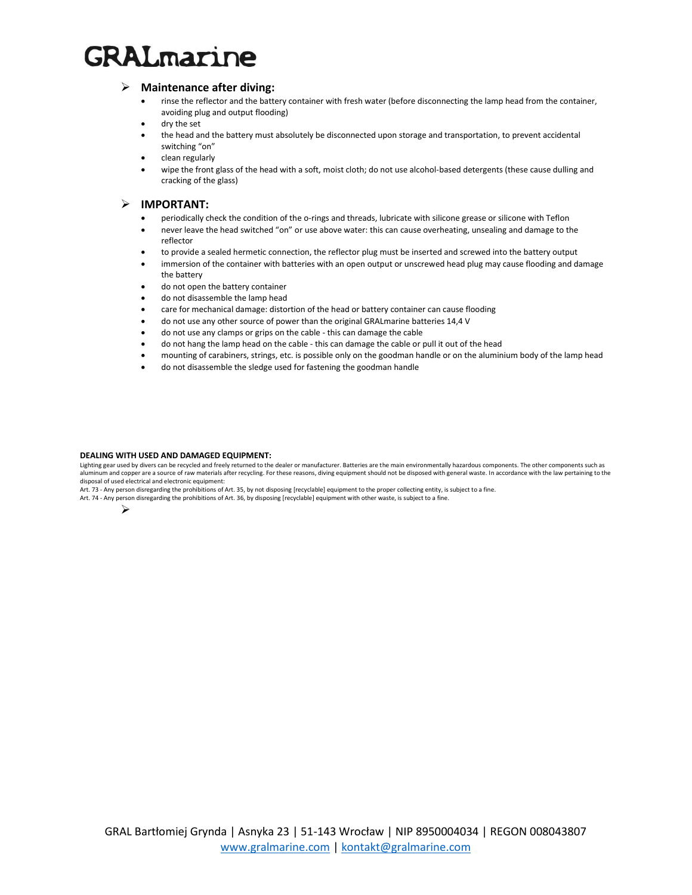# GRALmarine

## Maintenance after diving:

- rinse the reflector and the battery container with fresh water (before disconnecting the lamp head from the container, avoiding plug and output flooding)
- dry the set
- the head and the battery must absolutely be disconnected upon storage and transportation, to prevent accidental switching "on"
- clean regularly
- wipe the front glass of the head with a soft, moist cloth; do not use alcohol-based detergents (these cause dulling and cracking of the glass)

## IMPORTANT:

- periodically check the condition of the o-rings and threads, lubricate with silicone grease or silicone with Teflon
- never leave the head switched "on" or use above water: this can cause overheating, unsealing and damage to the reflector
- to provide a sealed hermetic connection, the reflector plug must be inserted and screwed into the battery output
- immersion of the container with batteries with an open output or unscrewed head plug may cause flooding and damage the battery
- do not open the battery container
- do not disassemble the lamp head
- care for mechanical damage: distortion of the head or battery container can cause flooding
- do not use any other source of power than the original GRALmarine batteries 14,4 V
- do not use any clamps or grips on the cable - this can damage the cable
- do not hang the lamp head on the cable - this can damage the cable or pull it out of the head
- mounting of carabiners, strings, etc. is possible only on the goodman handle or on the aluminium body of the lamp head
- do not disassemble the sledge used for fastening the goodman handle

**DEALING WITH USED AND DAMAGED EQUIPMENT:**

Lighting gear used by divers can be recycled and freely returned to the dealer or manufacturer. Batteries are the main environmentally hazardous components. The other components such as aluminum and copper are a source of raw materials after recycling. For these reasons, diving equipment should not be disposed with general waste. In accordance with the law pertaining to the disposal of used electrical and electronic equipment:

Art. 73 - Any person disregarding the prohibitions of Art. 35, by not disposing [recyclable] equipment to the proper collecting entity, is subject to a fine.

Art. 74 - Any person disregarding the prohibitions of Art. 36, by disposing [recyclable] equipment with other waste, is subject to a fine.

GRAL Bartłomiej Grynda | Asnyka 23 | 51-143 Wrocław | NIP 8950004034 | REGON 008043807
www.gralmarine.com | kontakt@gralmarine.com